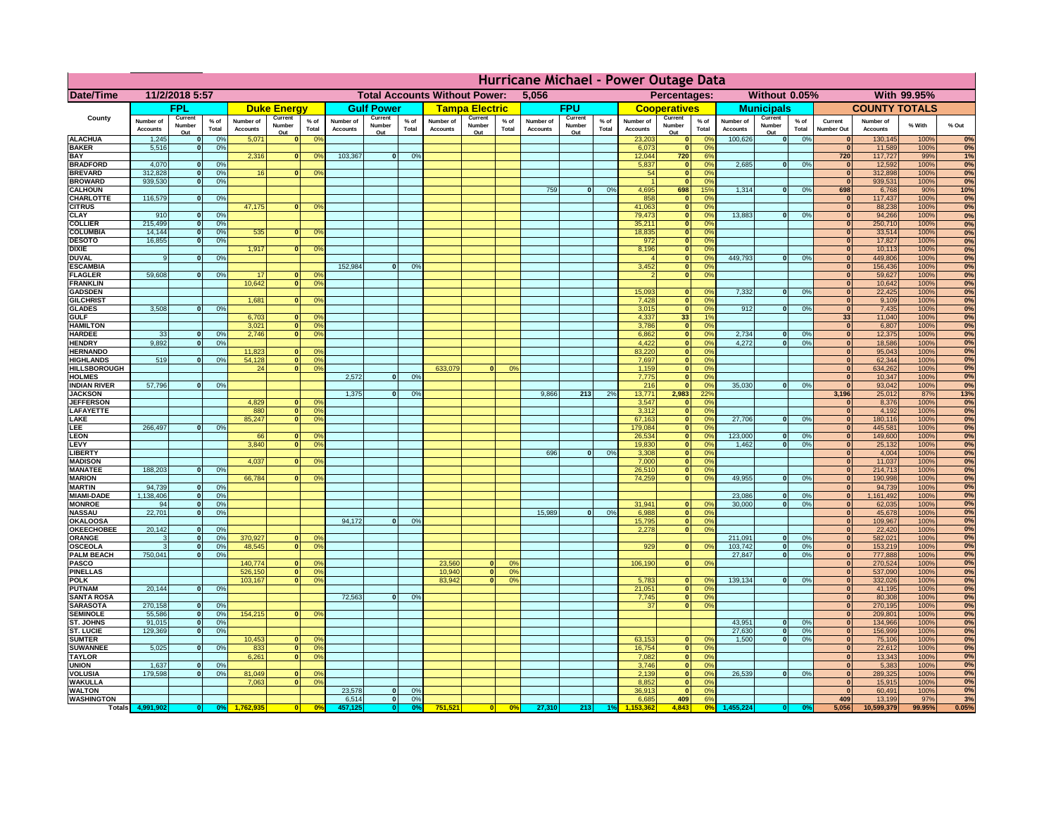# Hurricane Michael - Power Outage Data

| Date/Time | 11/2/2018 5:57 | Total Accounts Without Power: | 5,056 | Percentages: | Without 0.05% | With 99.95% |
|---|---|---|---|---|---|---|

| County | FPL | | | Duke Energy | | | Gulf Power | | | Tampa Electric | | | FPU | | | Cooperatives | | | Municipals | | | COUNTY TOTALS | | | |
|---|---|---|---|---|---|---|---|---|---|---|---|---|---|---|---|---|---|---|---|---|---|---|---|---|---|
| | Number of Accounts | Current Number Out | % of Total | Number of Accounts | Current Number Out | % of Total | Number of Accounts | Current Number Out | % of Total | Number of Accounts | Current Number Out | % of Total | Number of Accounts | Current Number Out | % of Total | Number of Accounts | Current Number Out | % of Total | Number of Accounts | Current Number Out | % of Total | Current Number Out | Number of Accounts | % With | % Out |
| ALACHUA | 1,245 | 0 | 0% | 5,071 | 0 | 0% | | | | | | | | | | 23,203 | 0 | 0% | 100,626 | 0 | 0% | 0 | 130,145 | 100% | 0% |
| BAKER | 5,516 | 0 | 0% | | | | | | | | | | | | | 6,073 | 0 | 0% | | | | 0 | 11,589 | 100% | 0% |
| BAY | | | | 2,316 | 0 | 0% | 103,367 | 0 | 0% | | | | | | | 12,044 | 720 | 6% | | | | 720 | 117,727 | 99% | 1% |
| BRADFORD | 4,070 | 0 | 0% | | | | | | | | | | | | | 5,837 | 0 | 0% | 2,685 | 0 | 0% | 0 | 12,592 | 100% | 0% |
| BREVARD | 312,828 | 0 | 0% | 16 | 0 | 0% | | | | | | | | | | 54 | 0 | 0% | | | | 0 | 312,898 | 100% | 0% |
| BROWARD | 939,530 | 0 | 0% | | | | | | | | | | | | | 1 | 0 | 0% | | | | 0 | 939,531 | 100% | 0% |
| CALHOUN | | | | | | | | | | | | | 759 | 0 | 0% | 4,695 | 698 | 15% | 1,314 | 0 | 0% | 698 | 6,768 | 90% | 10% |
| CHARLOTTE | 116,579 | 0 | 0% | | | | | | | | | | | | | 858 | 0 | 0% | | | | 0 | 117,437 | 100% | 0% |
| CITRUS | | | | 47,175 | 0 | 0% | | | | | | | | | | 41,063 | 0 | 0% | | | | 0 | 88,238 | 100% | 0% |
| CLAY | 910 | 0 | 0% | | | | | | | | | | | | | 79,473 | 0 | 0% | 13,883 | 0 | 0% | 0 | 94,266 | 100% | 0% |
| COLLIER | 215,499 | 0 | 0% | | | | | | | | | | | | | 35,211 | 0 | 0% | | | | 0 | 250,710 | 100% | 0% |
| COLUMBIA | 14,144 | 0 | 0% | 535 | 0 | 0% | | | | | | | | | | 18,835 | 0 | 0% | | | | 0 | 33,514 | 100% | 0% |
| DESOTO | 16,855 | 0 | 0% | | | | | | | | | | | | | 972 | 0 | 0% | | | | 0 | 17,827 | 100% | 0% |
| DIXIE | | | | 1,917 | 0 | 0% | | | | | | | | | | 8,196 | 0 | 0% | | | | 0 | 10,113 | 100% | 0% |
| DUVAL | 9 | 0 | 0% | | | | | | | | | | | | | 4 | 0 | 0% | 449,793 | 0 | 0% | 0 | 449,806 | 100% | 0% |
| ESCAMBIA | | | | | | | 152,984 | 0 | 0% | | | | | | | 3,452 | 0 | 0% | | | | 0 | 156,436 | 100% | 0% |
| FLAGLER | 59,608 | 0 | 0% | 17 | 0 | 0% | | | | | | | | | | 2 | 0 | 0% | | | | 0 | 59,627 | 100% | 0% |
| FRANKLIN | | | | 10,642 | 0 | 0% | | | | | | | | | | | | | | | | 0 | 10,642 | 100% | 0% |
| GADSDEN | | | | | | | | | | | | | | | | 15,093 | 0 | 0% | 7,332 | 0 | 0% | 0 | 22,425 | 100% | 0% |
| GILCHRIST | | | | 1,681 | 0 | 0% | | | | | | | | | | 7,428 | 0 | 0% | | | | 0 | 9,109 | 100% | 0% |
| GLADES | 3,508 | 0 | 0% | | | | | | | | | | | | | 3,015 | 0 | 0% | 912 | 0 | 0% | 0 | 7,435 | 100% | 0% |
| GULF | | | | 6,703 | 0 | 0% | | | | | | | | | | 4,337 | 33 | 1% | | | | 33 | 11,040 | 100% | 0% |
| HAMILTON | | | | 3,021 | 0 | 0% | | | | | | | | | | 3,786 | 0 | 0% | | | | 0 | 6,807 | 100% | 0% |
| HARDEE | 33 | 0 | 0% | 2,746 | 0 | 0% | | | | | | | | | | 6,862 | 0 | 0% | 2,734 | 0 | 0% | 0 | 12,375 | 100% | 0% |
| HENDRY | 9,892 | 0 | 0% | | | | | | | | | | | | | 4,422 | 0 | 0% | 4,272 | 0 | 0% | 0 | 18,586 | 100% | 0% |
| HERNANDO | | | | 11,823 | 0 | 0% | | | | | | | | | | 83,220 | 0 | 0% | | | | 0 | 95,043 | 100% | 0% |
| HIGHLANDS | 519 | 0 | 0% | 54,128 | 0 | 0% | | | | | | | | | | 7,697 | 0 | 0% | | | | 0 | 62,344 | 100% | 0% |
| HILLSBOROUGH | | | | 24 | 0 | 0% | | | | 633,079 | 0 | 0% | | | | 1,159 | 0 | 0% | | | | 0 | 634,262 | 100% | 0% |
| HOLMES | | | | | | | 2,572 | 0 | 0% | | | | | | | 7,775 | 0 | 0% | | | | 0 | 10,347 | 100% | 0% |
| INDIAN RIVER | 57,796 | 0 | 0% | | | | | | | | | | | | | 216 | 0 | 0% | 35,030 | 0 | 0% | 0 | 93,042 | 100% | 0% |
| JACKSON | | | | | | | 1,375 | 0 | 0% | | | | 9,866 | 213 | 2% | 13,771 | 2,983 | 22% | | | | 3,196 | 25,012 | 87% | 13% |
| JEFFERSON | | | | 4,829 | 0 | 0% | | | | | | | | | | 3,547 | 0 | 0% | | | | 0 | 8,376 | 100% | 0% |
| LAFAYETTE | | | | 880 | 0 | 0% | | | | | | | | | | 3,312 | 0 | 0% | | | | 0 | 4,192 | 100% | 0% |
| LAKE | | | | 85,247 | 0 | 0% | | | | | | | | | | 67,163 | 0 | 0% | 27,706 | 0 | 0% | 0 | 180,116 | 100% | 0% |
| LEE | 266,497 | 0 | 0% | | | | | | | | | | | | | 179,084 | 0 | 0% | | | | 0 | 445,581 | 100% | 0% |
| LEON | | | | 66 | 0 | 0% | | | | | | | | | | 26,534 | 0 | 0% | 123,000 | 0 | 0% | 0 | 149,600 | 100% | 0% |
| LEVY | | | | 3,840 | 0 | 0% | | | | | | | | | | 19,830 | 0 | 0% | 1,462 | 0 | 0% | 0 | 25,132 | 100% | 0% |
| LIBERTY | | | | | | | | | | | | | 696 | 0 | 0% | 3,308 | 0 | 0% | | | | 0 | 4,004 | 100% | 0% |
| MADISON | | | | 4,037 | 0 | 0% | | | | | | | | | | 7,000 | 0 | 0% | | | | 0 | 11,037 | 100% | 0% |
| MANATEE | 188,203 | 0 | 0% | | | | | | | | | | | | | 26,510 | 0 | 0% | | | | 0 | 214,713 | 100% | 0% |
| MARION | | | | 66,784 | 0 | 0% | | | | | | | | | | 74,259 | 0 | 0% | 49,955 | 0 | 0% | 0 | 190,998 | 100% | 0% |
| MARTIN | 94,739 | 0 | 0% | | | | | | | | | | | | | | | | | | | 0 | 94,739 | 100% | 0% |
| MIAMI-DADE | 1,138,406 | 0 | 0% | | | | | | | | | | | | | | | | 23,086 | 0 | 0% | 0 | 1,161,492 | 100% | 0% |
| MONROE | 94 | 0 | 0% | | | | | | | | | | | | | 31,941 | 0 | 0% | 30,000 | 0 | 0% | 0 | 62,035 | 100% | 0% |
| NASSAU | 22,701 | 0 | 0% | | | | | | | | | | 15,989 | 0 | 0% | 6,988 | 0 | 0% | | | | 0 | 45,678 | 100% | 0% |
| OKALOOSA | | | | | | | 94,172 | 0 | 0% | | | | | | | 15,795 | 0 | 0% | | | | 0 | 109,967 | 100% | 0% |
| OKEECHOBEE | 20,142 | 0 | 0% | | | | | | | | | | | | | 2,278 | 0 | 0% | | | | 0 | 22,420 | 100% | 0% |
| ORANGE | 3 | 0 | 0% | 370,927 | 0 | 0% | | | | | | | | | | | | | 211,091 | 0 | 0% | 0 | 582,021 | 100% | 0% |
| OSCEOLA | 3 | 0 | 0% | 48,545 | 0 | 0% | | | | | | | | | | 929 | 0 | 0% | 103,742 | 0 | 0% | 0 | 153,219 | 100% | 0% |
| PALM BEACH | 750,041 | 0 | 0% | | | | | | | | | | | | | | | | 27,847 | 0 | 0% | 0 | 777,888 | 100% | 0% |
| PASCO | | | | 140,774 | 0 | 0% | | | | 23,560 | 0 | 0% | | | | 106,190 | 0 | 0% | | | | 0 | 270,524 | 100% | 0% |
| PINELLAS | | | | 526,150 | 0 | 0% | | | | 10,940 | 0 | 0% | | | | | | | | | | 0 | 537,090 | 100% | 0% |
| POLK | | | | 103,167 | 0 | 0% | | | | 83,942 | 0 | 0% | | | | 5,783 | 0 | 0% | 139,134 | 0 | 0% | 0 | 332,026 | 100% | 0% |
| PUTNAM | 20,144 | 0 | 0% | | | | | | | | | | | | | 21,051 | 0 | 0% | | | | 0 | 41,195 | 100% | 0% |
| SANTA ROSA | | | | | | | 72,563 | 0 | 0% | | | | | | | 7,745 | 0 | 0% | | | | 0 | 80,308 | 100% | 0% |
| SARASOTA | 270,158 | 0 | 0% | | | | | | | | | | | | | 37 | 0 | 0% | | | | 0 | 270,195 | 100% | 0% |
| SEMINOLE | 55,586 | 0 | 0% | 154,215 | 0 | 0% | | | | | | | | | | | | | | | | 0 | 209,801 | 100% | 0% |
| ST. JOHNS | 91,015 | 0 | 0% | | | | | | | | | | | | | | | | 43,951 | 0 | 0% | 0 | 134,966 | 100% | 0% |
| ST. LUCIE | 129,369 | 0 | 0% | | | | | | | | | | | | | | | | 27,630 | 0 | 0% | 0 | 156,999 | 100% | 0% |
| SUMTER | | | | 10,453 | 0 | 0% | | | | | | | | | | 63,153 | 0 | 0% | 1,500 | 0 | 0% | 0 | 75,106 | 100% | 0% |
| SUWANNEE | 5,025 | 0 | 0% | 833 | 0 | 0% | | | | | | | | | | 16,754 | 0 | 0% | | | | 0 | 22,612 | 100% | 0% |
| TAYLOR | | | | 6,261 | 0 | 0% | | | | | | | | | | 7,082 | 0 | 0% | | | | 0 | 13,343 | 100% | 0% |
| UNION | 1,637 | 0 | 0% | | | | | | | | | | | | | 3,746 | 0 | 0% | | | | 0 | 5,383 | 100% | 0% |
| VOLUSIA | 179,598 | 0 | 0% | 81,049 | 0 | 0% | | | | | | | | | | 2,139 | 0 | 0% | 26,539 | 0 | 0% | 0 | 289,325 | 100% | 0% |
| WAKULLA | | | | 7,063 | 0 | 0% | | | | | | | | | | 8,852 | 0 | 0% | | | | 0 | 15,915 | 100% | 0% |
| WALTON | | | | | | | 23,578 | 0 | 0% | | | | | | | 36,913 | 0 | 0% | | | | 0 | 60,491 | 100% | 0% |
| WASHINGTON | | | | | | | 6,514 | 0 | 0% | | | | | | | 6,685 | 409 | 6% | | | | 409 | 13,199 | 97% | 3% |
| Totals | 4,991,902 | 0 | 0% | 1,762,935 | 0 | 0% | 457,125 | 0 | 0% | 751,521 | 0 | 0% | 27,310 | 213 | 1% | 1,153,362 | 4,843 | 0% | 1,455,224 | 0 | 0% | 5,056 | 10,599,379 | 99.95% | 0.05% |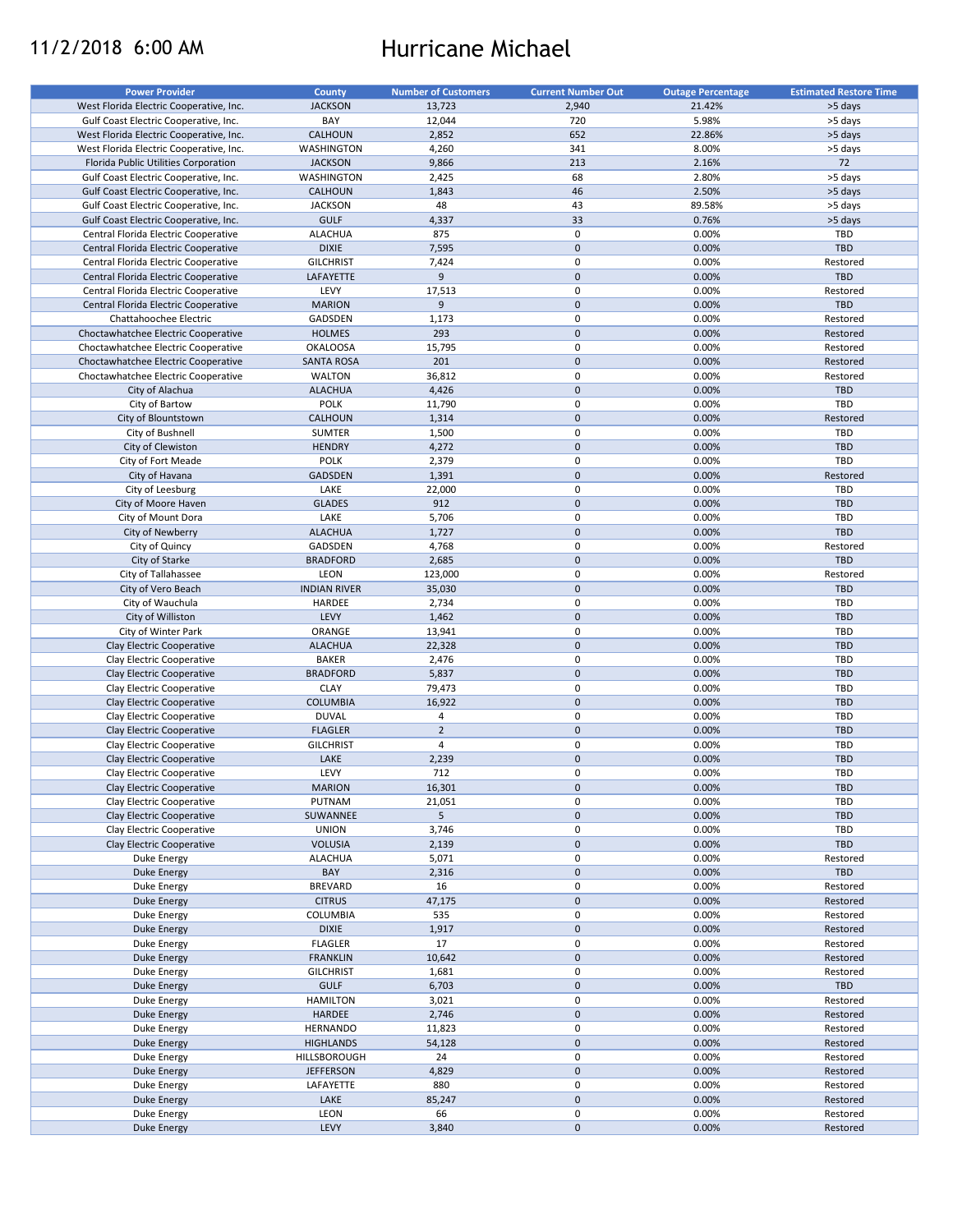11/2/2018 6:00 AM

# Hurricane Michael

| Power Provider | County | Number of Customers | Current Number Out | Outage Percentage | Estimated Restore Time |
|---|---|---|---|---|---|
| West Florida Electric Cooperative, Inc. | JACKSON | 13,723 | 2,940 | 21.42% | >5 days |
| Gulf Coast Electric Cooperative, Inc. | BAY | 12,044 | 720 | 5.98% | >5 days |
| West Florida Electric Cooperative, Inc. | CALHOUN | 2,852 | 652 | 22.86% | >5 days |
| West Florida Electric Cooperative, Inc. | WASHINGTON | 4,260 | 341 | 8.00% | >5 days |
| Florida Public Utilities Corporation | JACKSON | 9,866 | 213 | 2.16% | 72 |
| Gulf Coast Electric Cooperative, Inc. | WASHINGTON | 2,425 | 68 | 2.80% | >5 days |
| Gulf Coast Electric Cooperative, Inc. | CALHOUN | 1,843 | 46 | 2.50% | >5 days |
| Gulf Coast Electric Cooperative, Inc. | JACKSON | 48 | 43 | 89.58% | >5 days |
| Gulf Coast Electric Cooperative, Inc. | GULF | 4,337 | 33 | 0.76% | >5 days |
| Central Florida Electric Cooperative | ALACHUA | 875 | 0 | 0.00% | TBD |
| Central Florida Electric Cooperative | DIXIE | 7,595 | 0 | 0.00% | TBD |
| Central Florida Electric Cooperative | GILCHRIST | 7,424 | 0 | 0.00% | Restored |
| Central Florida Electric Cooperative | LAFAYETTE | 9 | 0 | 0.00% | TBD |
| Central Florida Electric Cooperative | LEVY | 17,513 | 0 | 0.00% | Restored |
| Central Florida Electric Cooperative | MARION | 9 | 0 | 0.00% | TBD |
| Chattahoochee Electric | GADSDEN | 1,173 | 0 | 0.00% | Restored |
| Choctawhatchee Electric Cooperative | HOLMES | 293 | 0 | 0.00% | Restored |
| Choctawhatchee Electric Cooperative | OKALOOSA | 15,795 | 0 | 0.00% | Restored |
| Choctawhatchee Electric Cooperative | SANTA ROSA | 201 | 0 | 0.00% | Restored |
| Choctawhatchee Electric Cooperative | WALTON | 36,812 | 0 | 0.00% | Restored |
| City of Alachua | ALACHUA | 4,426 | 0 | 0.00% | TBD |
| City of Bartow | POLK | 11,790 | 0 | 0.00% | TBD |
| City of Blountstown | CALHOUN | 1,314 | 0 | 0.00% | Restored |
| City of Bushnell | SUMTER | 1,500 | 0 | 0.00% | TBD |
| City of Clewiston | HENDRY | 4,272 | 0 | 0.00% | TBD |
| City of Fort Meade | POLK | 2,379 | 0 | 0.00% | TBD |
| City of Havana | GADSDEN | 1,391 | 0 | 0.00% | Restored |
| City of Leesburg | LAKE | 22,000 | 0 | 0.00% | TBD |
| City of Moore Haven | GLADES | 912 | 0 | 0.00% | TBD |
| City of Mount Dora | LAKE | 5,706 | 0 | 0.00% | TBD |
| City of Newberry | ALACHUA | 1,727 | 0 | 0.00% | TBD |
| City of Quincy | GADSDEN | 4,768 | 0 | 0.00% | Restored |
| City of Starke | BRADFORD | 2,685 | 0 | 0.00% | TBD |
| City of Tallahassee | LEON | 123,000 | 0 | 0.00% | Restored |
| City of Vero Beach | INDIAN RIVER | 35,030 | 0 | 0.00% | TBD |
| City of Wauchula | HARDEE | 2,734 | 0 | 0.00% | TBD |
| City of Williston | LEVY | 1,462 | 0 | 0.00% | TBD |
| City of Winter Park | ORANGE | 13,941 | 0 | 0.00% | TBD |
| Clay Electric Cooperative | ALACHUA | 22,328 | 0 | 0.00% | TBD |
| Clay Electric Cooperative | BAKER | 2,476 | 0 | 0.00% | TBD |
| Clay Electric Cooperative | BRADFORD | 5,837 | 0 | 0.00% | TBD |
| Clay Electric Cooperative | CLAY | 79,473 | 0 | 0.00% | TBD |
| Clay Electric Cooperative | COLUMBIA | 16,922 | 0 | 0.00% | TBD |
| Clay Electric Cooperative | DUVAL | 4 | 0 | 0.00% | TBD |
| Clay Electric Cooperative | FLAGLER | 2 | 0 | 0.00% | TBD |
| Clay Electric Cooperative | GILCHRIST | 4 | 0 | 0.00% | TBD |
| Clay Electric Cooperative | LAKE | 2,239 | 0 | 0.00% | TBD |
| Clay Electric Cooperative | LEVY | 712 | 0 | 0.00% | TBD |
| Clay Electric Cooperative | MARION | 16,301 | 0 | 0.00% | TBD |
| Clay Electric Cooperative | PUTNAM | 21,051 | 0 | 0.00% | TBD |
| Clay Electric Cooperative | SUWANNEE | 5 | 0 | 0.00% | TBD |
| Clay Electric Cooperative | UNION | 3,746 | 0 | 0.00% | TBD |
| Clay Electric Cooperative | VOLUSIA | 2,139 | 0 | 0.00% | TBD |
| Duke Energy | ALACHUA | 5,071 | 0 | 0.00% | Restored |
| Duke Energy | BAY | 2,316 | 0 | 0.00% | TBD |
| Duke Energy | BREVARD | 16 | 0 | 0.00% | Restored |
| Duke Energy | CITRUS | 47,175 | 0 | 0.00% | Restored |
| Duke Energy | COLUMBIA | 535 | 0 | 0.00% | Restored |
| Duke Energy | DIXIE | 1,917 | 0 | 0.00% | Restored |
| Duke Energy | FLAGLER | 17 | 0 | 0.00% | Restored |
| Duke Energy | FRANKLIN | 10,642 | 0 | 0.00% | Restored |
| Duke Energy | GILCHRIST | 1,681 | 0 | 0.00% | Restored |
| Duke Energy | GULF | 6,703 | 0 | 0.00% | TBD |
| Duke Energy | HAMILTON | 3,021 | 0 | 0.00% | Restored |
| Duke Energy | HARDEE | 2,746 | 0 | 0.00% | Restored |
| Duke Energy | HERNANDO | 11,823 | 0 | 0.00% | Restored |
| Duke Energy | HIGHLANDS | 54,128 | 0 | 0.00% | Restored |
| Duke Energy | HILLSBOROUGH | 24 | 0 | 0.00% | Restored |
| Duke Energy | JEFFERSON | 4,829 | 0 | 0.00% | Restored |
| Duke Energy | LAFAYETTE | 880 | 0 | 0.00% | Restored |
| Duke Energy | LAKE | 85,247 | 0 | 0.00% | Restored |
| Duke Energy | LEON | 66 | 0 | 0.00% | Restored |
| Duke Energy | LEVY | 3,840 | 0 | 0.00% | Restored |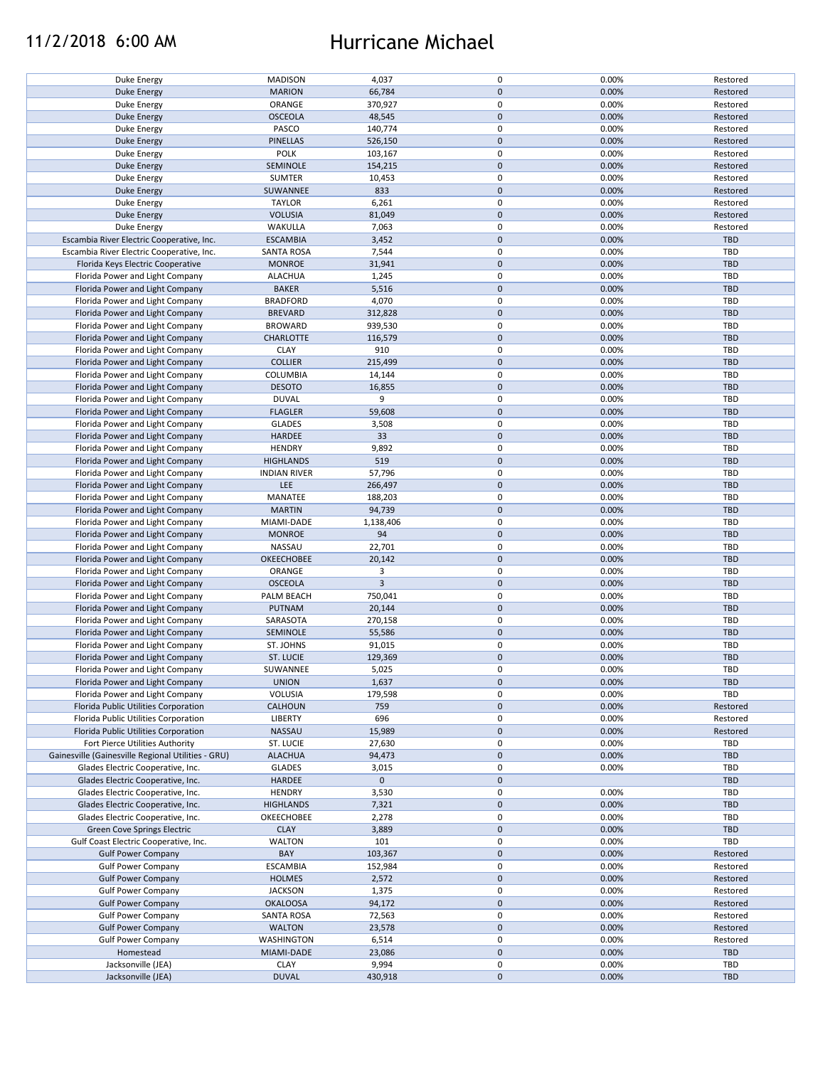# 11/2/2018 6:00 AM Hurricane Michael

| | | | | | |
|---|---|---|---|---|---|
| Duke Energy | MADISON | 4,037 | 0 | 0.00% | Restored |
| Duke Energy | MARION | 66,784 | 0 | 0.00% | Restored |
| Duke Energy | ORANGE | 370,927 | 0 | 0.00% | Restored |
| Duke Energy | OSCEOLA | 48,545 | 0 | 0.00% | Restored |
| Duke Energy | PASCO | 140,774 | 0 | 0.00% | Restored |
| Duke Energy | PINELLAS | 526,150 | 0 | 0.00% | Restored |
| Duke Energy | POLK | 103,167 | 0 | 0.00% | Restored |
| Duke Energy | SEMINOLE | 154,215 | 0 | 0.00% | Restored |
| Duke Energy | SUMTER | 10,453 | 0 | 0.00% | Restored |
| Duke Energy | SUWANNEE | 833 | 0 | 0.00% | Restored |
| Duke Energy | TAYLOR | 6,261 | 0 | 0.00% | Restored |
| Duke Energy | VOLUSIA | 81,049 | 0 | 0.00% | Restored |
| Duke Energy | WAKULLA | 7,063 | 0 | 0.00% | Restored |
| Escambia River Electric Cooperative, Inc. | ESCAMBIA | 3,452 | 0 | 0.00% | TBD |
| Escambia River Electric Cooperative, Inc. | SANTA ROSA | 7,544 | 0 | 0.00% | TBD |
| Florida Keys Electric Cooperative | MONROE | 31,941 | 0 | 0.00% | TBD |
| Florida Power and Light Company | ALACHUA | 1,245 | 0 | 0.00% | TBD |
| Florida Power and Light Company | BAKER | 5,516 | 0 | 0.00% | TBD |
| Florida Power and Light Company | BRADFORD | 4,070 | 0 | 0.00% | TBD |
| Florida Power and Light Company | BREVARD | 312,828 | 0 | 0.00% | TBD |
| Florida Power and Light Company | BROWARD | 939,530 | 0 | 0.00% | TBD |
| Florida Power and Light Company | CHARLOTTE | 116,579 | 0 | 0.00% | TBD |
| Florida Power and Light Company | CLAY | 910 | 0 | 0.00% | TBD |
| Florida Power and Light Company | COLLIER | 215,499 | 0 | 0.00% | TBD |
| Florida Power and Light Company | COLUMBIA | 14,144 | 0 | 0.00% | TBD |
| Florida Power and Light Company | DESOTO | 16,855 | 0 | 0.00% | TBD |
| Florida Power and Light Company | DUVAL | 9 | 0 | 0.00% | TBD |
| Florida Power and Light Company | FLAGLER | 59,608 | 0 | 0.00% | TBD |
| Florida Power and Light Company | GLADES | 3,508 | 0 | 0.00% | TBD |
| Florida Power and Light Company | HARDEE | 33 | 0 | 0.00% | TBD |
| Florida Power and Light Company | HENDRY | 9,892 | 0 | 0.00% | TBD |
| Florida Power and Light Company | HIGHLANDS | 519 | 0 | 0.00% | TBD |
| Florida Power and Light Company | INDIAN RIVER | 57,796 | 0 | 0.00% | TBD |
| Florida Power and Light Company | LEE | 266,497 | 0 | 0.00% | TBD |
| Florida Power and Light Company | MANATEE | 188,203 | 0 | 0.00% | TBD |
| Florida Power and Light Company | MARTIN | 94,739 | 0 | 0.00% | TBD |
| Florida Power and Light Company | MIAMI-DADE | 1,138,406 | 0 | 0.00% | TBD |
| Florida Power and Light Company | MONROE | 94 | 0 | 0.00% | TBD |
| Florida Power and Light Company | NASSAU | 22,701 | 0 | 0.00% | TBD |
| Florida Power and Light Company | OKEECHOBEE | 20,142 | 0 | 0.00% | TBD |
| Florida Power and Light Company | ORANGE | 3 | 0 | 0.00% | TBD |
| Florida Power and Light Company | OSCEOLA | 3 | 0 | 0.00% | TBD |
| Florida Power and Light Company | PALM BEACH | 750,041 | 0 | 0.00% | TBD |
| Florida Power and Light Company | PUTNAM | 20,144 | 0 | 0.00% | TBD |
| Florida Power and Light Company | SARASOTA | 270,158 | 0 | 0.00% | TBD |
| Florida Power and Light Company | SEMINOLE | 55,586 | 0 | 0.00% | TBD |
| Florida Power and Light Company | ST. JOHNS | 91,015 | 0 | 0.00% | TBD |
| Florida Power and Light Company | ST. LUCIE | 129,369 | 0 | 0.00% | TBD |
| Florida Power and Light Company | SUWANNEE | 5,025 | 0 | 0.00% | TBD |
| Florida Power and Light Company | UNION | 1,637 | 0 | 0.00% | TBD |
| Florida Power and Light Company | VOLUSIA | 179,598 | 0 | 0.00% | TBD |
| Florida Public Utilities Corporation | CALHOUN | 759 | 0 | 0.00% | Restored |
| Florida Public Utilities Corporation | LIBERTY | 696 | 0 | 0.00% | Restored |
| Florida Public Utilities Corporation | NASSAU | 15,989 | 0 | 0.00% | Restored |
| Fort Pierce Utilities Authority | ST. LUCIE | 27,630 | 0 | 0.00% | TBD |
| Gainesville (Gainesville Regional Utilities - GRU) | ALACHUA | 94,473 | 0 | 0.00% | TBD |
| Glades Electric Cooperative, Inc. | GLADES | 3,015 | 0 | 0.00% | TBD |
| Glades Electric Cooperative, Inc. | HARDEE | 0 | 0 | | TBD |
| Glades Electric Cooperative, Inc. | HENDRY | 3,530 | 0 | 0.00% | TBD |
| Glades Electric Cooperative, Inc. | HIGHLANDS | 7,321 | 0 | 0.00% | TBD |
| Glades Electric Cooperative, Inc. | OKEECHOBEE | 2,278 | 0 | 0.00% | TBD |
| Green Cove Springs Electric | CLAY | 3,889 | 0 | 0.00% | TBD |
| Gulf Coast Electric Cooperative, Inc. | WALTON | 101 | 0 | 0.00% | TBD |
| Gulf Power Company | BAY | 103,367 | 0 | 0.00% | Restored |
| Gulf Power Company | ESCAMBIA | 152,984 | 0 | 0.00% | Restored |
| Gulf Power Company | HOLMES | 2,572 | 0 | 0.00% | Restored |
| Gulf Power Company | JACKSON | 1,375 | 0 | 0.00% | Restored |
| Gulf Power Company | OKALOOSA | 94,172 | 0 | 0.00% | Restored |
| Gulf Power Company | SANTA ROSA | 72,563 | 0 | 0.00% | Restored |
| Gulf Power Company | WALTON | 23,578 | 0 | 0.00% | Restored |
| Gulf Power Company | WASHINGTON | 6,514 | 0 | 0.00% | Restored |
| Homestead | MIAMI-DADE | 23,086 | 0 | 0.00% | TBD |
| Jacksonville (JEA) | CLAY | 9,994 | 0 | 0.00% | TBD |
| Jacksonville (JEA) | DUVAL | 430,918 | 0 | 0.00% | TBD |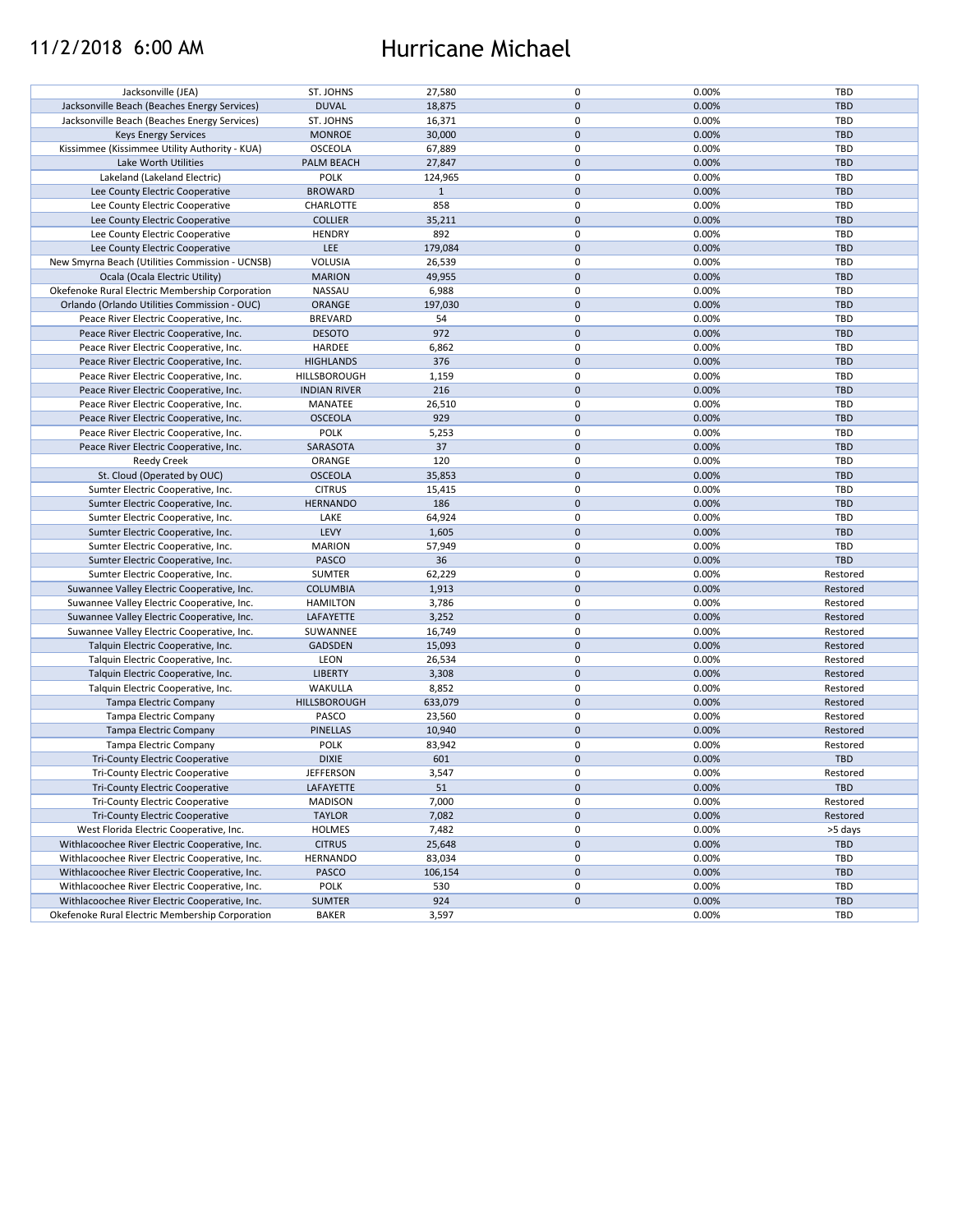11/2/2018 6:00 AM

# Hurricane Michael

| | | | | | |
|---|---|---|---|---|---|
| Jacksonville (JEA) | ST. JOHNS | 27,580 | 0 | 0.00% | TBD |
| Jacksonville Beach (Beaches Energy Services) | DUVAL | 18,875 | 0 | 0.00% | TBD |
| Jacksonville Beach (Beaches Energy Services) | ST. JOHNS | 16,371 | 0 | 0.00% | TBD |
| Keys Energy Services | MONROE | 30,000 | 0 | 0.00% | TBD |
| Kissimmee (Kissimmee Utility Authority - KUA) | OSCEOLA | 67,889 | 0 | 0.00% | TBD |
| Lake Worth Utilities | PALM BEACH | 27,847 | 0 | 0.00% | TBD |
| Lakeland (Lakeland Electric) | POLK | 124,965 | 0 | 0.00% | TBD |
| Lee County Electric Cooperative | BROWARD | 1 | 0 | 0.00% | TBD |
| Lee County Electric Cooperative | CHARLOTTE | 858 | 0 | 0.00% | TBD |
| Lee County Electric Cooperative | COLLIER | 35,211 | 0 | 0.00% | TBD |
| Lee County Electric Cooperative | HENDRY | 892 | 0 | 0.00% | TBD |
| Lee County Electric Cooperative | LEE | 179,084 | 0 | 0.00% | TBD |
| New Smyrna Beach (Utilities Commission - UCNSB) | VOLUSIA | 26,539 | 0 | 0.00% | TBD |
| Ocala (Ocala Electric Utility) | MARION | 49,955 | 0 | 0.00% | TBD |
| Okefenoke Rural Electric Membership Corporation | NASSAU | 6,988 | 0 | 0.00% | TBD |
| Orlando (Orlando Utilities Commission - OUC) | ORANGE | 197,030 | 0 | 0.00% | TBD |
| Peace River Electric Cooperative, Inc. | BREVARD | 54 | 0 | 0.00% | TBD |
| Peace River Electric Cooperative, Inc. | DESOTO | 972 | 0 | 0.00% | TBD |
| Peace River Electric Cooperative, Inc. | HARDEE | 6,862 | 0 | 0.00% | TBD |
| Peace River Electric Cooperative, Inc. | HIGHLANDS | 376 | 0 | 0.00% | TBD |
| Peace River Electric Cooperative, Inc. | HILLSBOROUGH | 1,159 | 0 | 0.00% | TBD |
| Peace River Electric Cooperative, Inc. | INDIAN RIVER | 216 | 0 | 0.00% | TBD |
| Peace River Electric Cooperative, Inc. | MANATEE | 26,510 | 0 | 0.00% | TBD |
| Peace River Electric Cooperative, Inc. | OSCEOLA | 929 | 0 | 0.00% | TBD |
| Peace River Electric Cooperative, Inc. | POLK | 5,253 | 0 | 0.00% | TBD |
| Peace River Electric Cooperative, Inc. | SARASOTA | 37 | 0 | 0.00% | TBD |
| Reedy Creek | ORANGE | 120 | 0 | 0.00% | TBD |
| St. Cloud (Operated by OUC) | OSCEOLA | 35,853 | 0 | 0.00% | TBD |
| Sumter Electric Cooperative, Inc. | CITRUS | 15,415 | 0 | 0.00% | TBD |
| Sumter Electric Cooperative, Inc. | HERNANDO | 186 | 0 | 0.00% | TBD |
| Sumter Electric Cooperative, Inc. | LAKE | 64,924 | 0 | 0.00% | TBD |
| Sumter Electric Cooperative, Inc. | LEVY | 1,605 | 0 | 0.00% | TBD |
| Sumter Electric Cooperative, Inc. | MARION | 57,949 | 0 | 0.00% | TBD |
| Sumter Electric Cooperative, Inc. | PASCO | 36 | 0 | 0.00% | TBD |
| Sumter Electric Cooperative, Inc. | SUMTER | 62,229 | 0 | 0.00% | Restored |
| Suwannee Valley Electric Cooperative, Inc. | COLUMBIA | 1,913 | 0 | 0.00% | Restored |
| Suwannee Valley Electric Cooperative, Inc. | HAMILTON | 3,786 | 0 | 0.00% | Restored |
| Suwannee Valley Electric Cooperative, Inc. | LAFAYETTE | 3,252 | 0 | 0.00% | Restored |
| Suwannee Valley Electric Cooperative, Inc. | SUWANNEE | 16,749 | 0 | 0.00% | Restored |
| Talquin Electric Cooperative, Inc. | GADSDEN | 15,093 | 0 | 0.00% | Restored |
| Talquin Electric Cooperative, Inc. | LEON | 26,534 | 0 | 0.00% | Restored |
| Talquin Electric Cooperative, Inc. | LIBERTY | 3,308 | 0 | 0.00% | Restored |
| Talquin Electric Cooperative, Inc. | WAKULLA | 8,852 | 0 | 0.00% | Restored |
| Tampa Electric Company | HILLSBOROUGH | 633,079 | 0 | 0.00% | Restored |
| Tampa Electric Company | PASCO | 23,560 | 0 | 0.00% | Restored |
| Tampa Electric Company | PINELLAS | 10,940 | 0 | 0.00% | Restored |
| Tampa Electric Company | POLK | 83,942 | 0 | 0.00% | Restored |
| Tri-County Electric Cooperative | DIXIE | 601 | 0 | 0.00% | TBD |
| Tri-County Electric Cooperative | JEFFERSON | 3,547 | 0 | 0.00% | Restored |
| Tri-County Electric Cooperative | LAFAYETTE | 51 | 0 | 0.00% | TBD |
| Tri-County Electric Cooperative | MADISON | 7,000 | 0 | 0.00% | Restored |
| Tri-County Electric Cooperative | TAYLOR | 7,082 | 0 | 0.00% | Restored |
| West Florida Electric Cooperative, Inc. | HOLMES | 7,482 | 0 | 0.00% | >5 days |
| Withlacoochee River Electric Cooperative, Inc. | CITRUS | 25,648 | 0 | 0.00% | TBD |
| Withlacoochee River Electric Cooperative, Inc. | HERNANDO | 83,034 | 0 | 0.00% | TBD |
| Withlacoochee River Electric Cooperative, Inc. | PASCO | 106,154 | 0 | 0.00% | TBD |
| Withlacoochee River Electric Cooperative, Inc. | POLK | 530 | 0 | 0.00% | TBD |
| Withlacoochee River Electric Cooperative, Inc. | SUMTER | 924 | 0 | 0.00% | TBD |
| Okefenoke Rural Electric Membership Corporation | BAKER | 3,597 | | 0.00% | TBD |